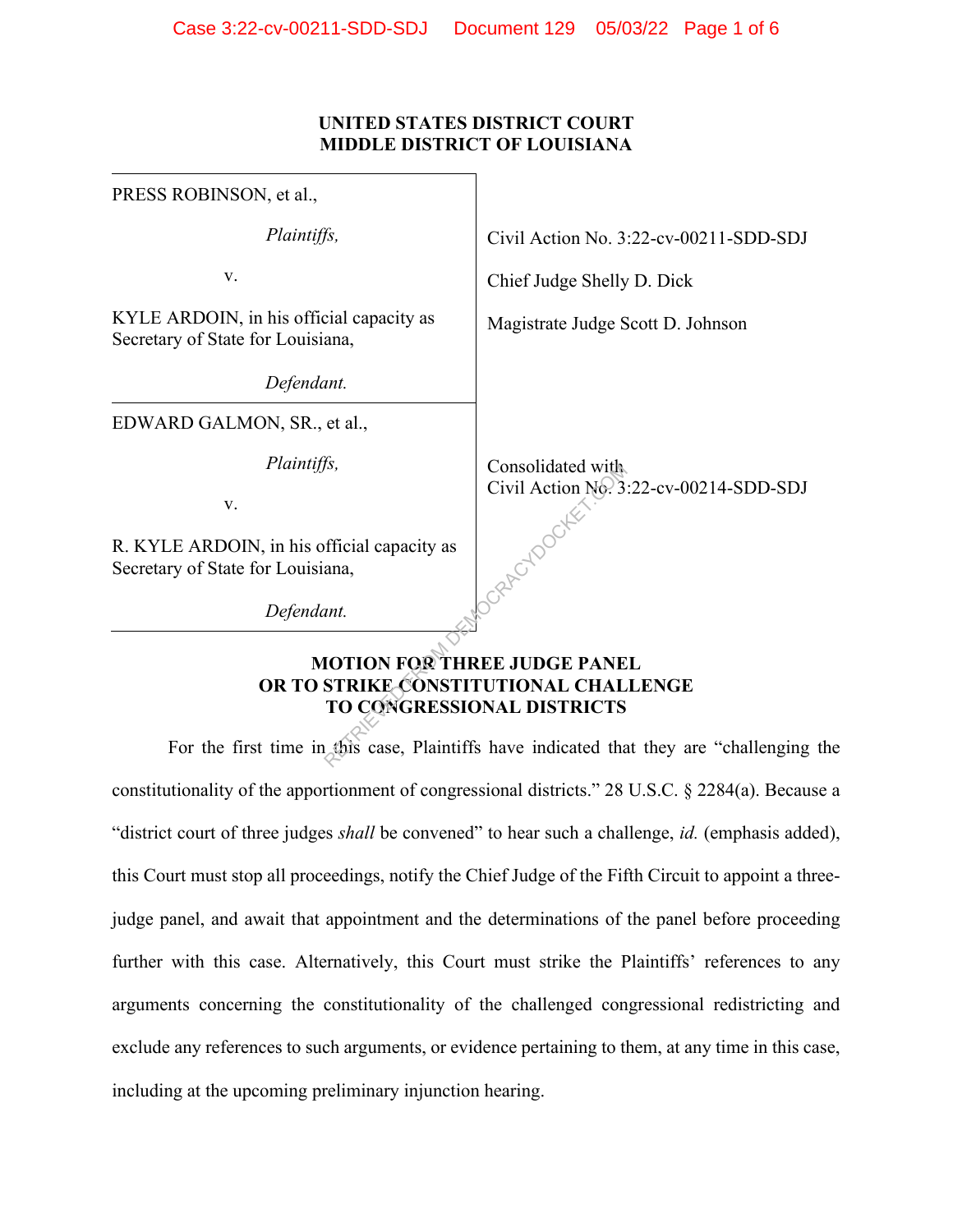**UNITED STATES DISTRICT COURT**
**MIDDLE DISTRICT OF LOUISIANA**

| | |
|---|---|
| PRESS ROBINSON, et al., *Plaintiffs,* v. KYLE ARDOIN, in his official capacity as Secretary of State for Louisiana, *Defendant.* | Civil Action No. 3:22-cv-00211-SDD-SDJ<br>Chief Judge Shelly D. Dick<br>Magistrate Judge Scott D. Johnson |
| EDWARD GALMON, SR., et al., *Plaintiffs,* v. R. KYLE ARDOIN, in his official capacity as Secretary of State for Louisiana, *Defendant.* | Consolidated with Civil Action No. 3:22-cv-00214-SDD-SDJ |

**MOTION FOR THREE JUDGE PANEL OR TO STRIKE CONSTITUTIONAL CHALLENGE TO CONGRESSIONAL DISTRICTS**

For the first time in this case, Plaintiffs have indicated that they are "challenging the constitutionality of the apportionment of congressional districts." 28 U.S.C. § 2284(a). Because a "district court of three judges *shall* be convened" to hear such a challenge, *id.* (emphasis added), this Court must stop all proceedings, notify the Chief Judge of the Fifth Circuit to appoint a three-judge panel, and await that appointment and the determinations of the panel before proceeding further with this case. Alternatively, this Court must strike the Plaintiffs' references to any arguments concerning the constitutionality of the challenged congressional redistricting and exclude any references to such arguments, or evidence pertaining to them, at any time in this case, including at the upcoming preliminary injunction hearing.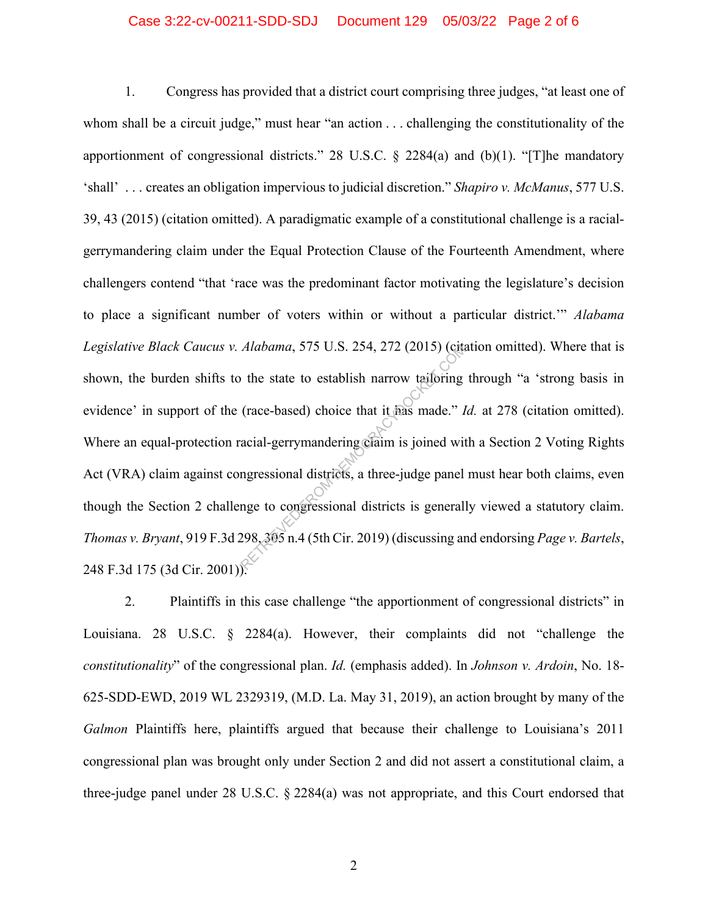1. Congress has provided that a district court comprising three judges, "at least one of whom shall be a circuit judge," must hear "an action . . . challenging the constitutionality of the apportionment of congressional districts." 28 U.S.C. § 2284(a) and (b)(1). "[T]he mandatory 'shall' . . . creates an obligation impervious to judicial discretion." *Shapiro v. McManus*, 577 U.S. 39, 43 (2015) (citation omitted). A paradigmatic example of a constitutional challenge is a racial-gerrymandering claim under the Equal Protection Clause of the Fourteenth Amendment, where challengers contend "that 'race was the predominant factor motivating the legislature's decision to place a significant number of voters within or without a particular district.'" *Alabama Legislative Black Caucus v. Alabama*, 575 U.S. 254, 272 (2015) (citation omitted). Where that is shown, the burden shifts to the state to establish narrow tailoring through "a 'strong basis in evidence' in support of the (race-based) choice that it has made." *Id.* at 278 (citation omitted). Where an equal-protection racial-gerrymandering claim is joined with a Section 2 Voting Rights Act (VRA) claim against congressional districts, a three-judge panel must hear both claims, even though the Section 2 challenge to congressional districts is generally viewed a statutory claim. *Thomas v. Bryant*, 919 F.3d 298, 305 n.4 (5th Cir. 2019) (discussing and endorsing *Page v. Bartels*, 248 F.3d 175 (3d Cir. 2001)).

2. Plaintiffs in this case challenge "the apportionment of congressional districts" in Louisiana. 28 U.S.C. § 2284(a). However, their complaints did not "challenge the *constitutionality*" of the congressional plan. *Id.* (emphasis added). In *Johnson v. Ardoin*, No. 18-625-SDD-EWD, 2019 WL 2329319, (M.D. La. May 31, 2019), an action brought by many of the *Galmon* Plaintiffs here, plaintiffs argued that because their challenge to Louisiana's 2011 congressional plan was brought only under Section 2 and did not assert a constitutional claim, a three-judge panel under 28 U.S.C. § 2284(a) was not appropriate, and this Court endorsed that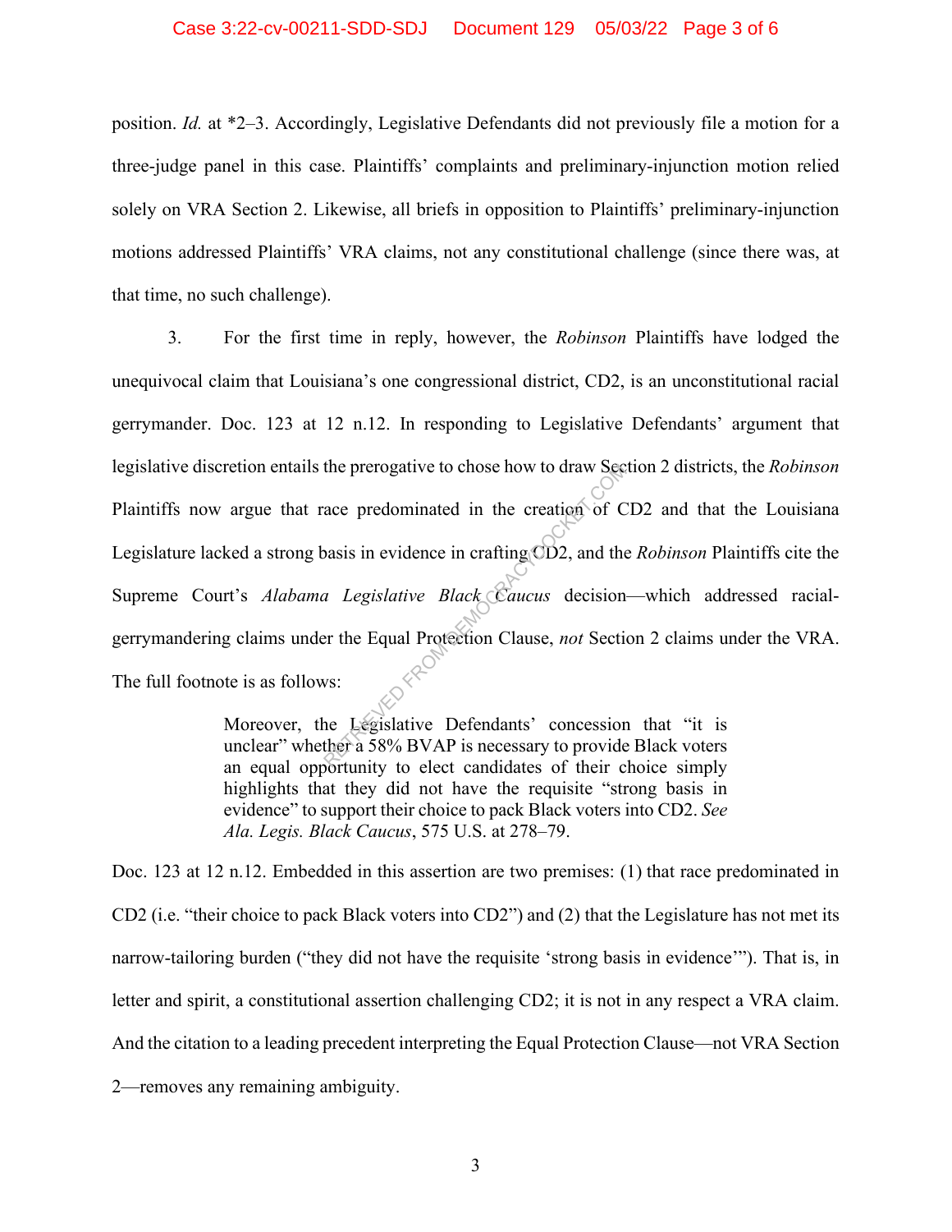position. *Id.* at *2–3. Accordingly, Legislative Defendants did not previously file a motion for a three-judge panel in this case. Plaintiffs' complaints and preliminary-injunction motion relied solely on VRA Section 2. Likewise, all briefs in opposition to Plaintiffs' preliminary-injunction motions addressed Plaintiffs' VRA claims, not any constitutional challenge (since there was, at that time, no such challenge).

3. For the first time in reply, however, the *Robinson* Plaintiffs have lodged the unequivocal claim that Louisiana's one congressional district, CD2, is an unconstitutional racial gerrymander. Doc. 123 at 12 n.12. In responding to Legislative Defendants' argument that legislative discretion entails the prerogative to chose how to draw Section 2 districts, the *Robinson* Plaintiffs now argue that race predominated in the creation of CD2 and that the Louisiana Legislature lacked a strong basis in evidence in crafting CD2, and the *Robinson* Plaintiffs cite the Supreme Court's *Alabama Legislative Black Caucus* decision—which addressed racial-gerrymandering claims under the Equal Protection Clause, *not* Section 2 claims under the VRA. The full footnote is as follows:

> Moreover, the Legislative Defendants' concession that "it is unclear" whether a 58% BVAP is necessary to provide Black voters an equal opportunity to elect candidates of their choice simply highlights that they did not have the requisite "strong basis in evidence" to support their choice to pack Black voters into CD2. *See Ala. Legis. Black Caucus*, 575 U.S. at 278–79.

Doc. 123 at 12 n.12. Embedded in this assertion are two premises: (1) that race predominated in CD2 (i.e. "their choice to pack Black voters into CD2") and (2) that the Legislature has not met its narrow-tailoring burden ("they did not have the requisite 'strong basis in evidence'"). That is, in letter and spirit, a constitutional assertion challenging CD2; it is not in any respect a VRA claim. And the citation to a leading precedent interpreting the Equal Protection Clause—not VRA Section 2—removes any remaining ambiguity.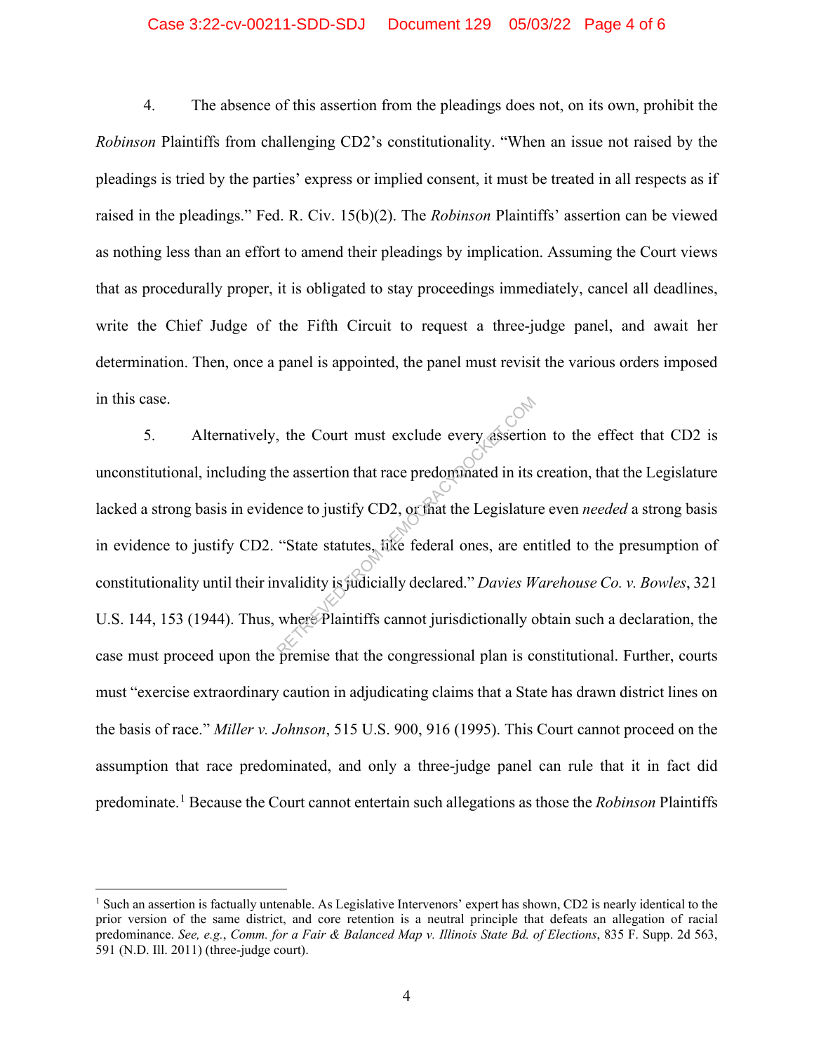4. The absence of this assertion from the pleadings does not, on its own, prohibit the *Robinson* Plaintiffs from challenging CD2's constitutionality. "When an issue not raised by the pleadings is tried by the parties' express or implied consent, it must be treated in all respects as if raised in the pleadings." Fed. R. Civ. 15(b)(2). The *Robinson* Plaintiffs' assertion can be viewed as nothing less than an effort to amend their pleadings by implication. Assuming the Court views that as procedurally proper, it is obligated to stay proceedings immediately, cancel all deadlines, write the Chief Judge of the Fifth Circuit to request a three-judge panel, and await her determination. Then, once a panel is appointed, the panel must revisit the various orders imposed in this case.

5. Alternatively, the Court must exclude every assertion to the effect that CD2 is unconstitutional, including the assertion that race predominated in its creation, that the Legislature lacked a strong basis in evidence to justify CD2, or that the Legislature even *needed* a strong basis in evidence to justify CD2. "State statutes, like federal ones, are entitled to the presumption of constitutionality until their invalidity is judicially declared." *Davies Warehouse Co. v. Bowles*, 321 U.S. 144, 153 (1944). Thus, where Plaintiffs cannot jurisdictionally obtain such a declaration, the case must proceed upon the premise that the congressional plan is constitutional. Further, courts must "exercise extraordinary caution in adjudicating claims that a State has drawn district lines on the basis of race." *Miller v. Johnson*, 515 U.S. 900, 916 (1995). This Court cannot proceed on the assumption that race predominated, and only a three-judge panel can rule that it in fact did predominate.[1] Because the Court cannot entertain such allegations as those the *Robinson* Plaintiffs

---

[1] Such an assertion is factually untenable. As Legislative Intervenors' expert has shown, CD2 is nearly identical to the prior version of the same district, and core retention is a neutral principle that defeats an allegation of racial predominance. *See, e.g.*, *Comm. for a Fair & Balanced Map v. Illinois State Bd. of Elections*, 835 F. Supp. 2d 563, 591 (N.D. Ill. 2011) (three-judge court).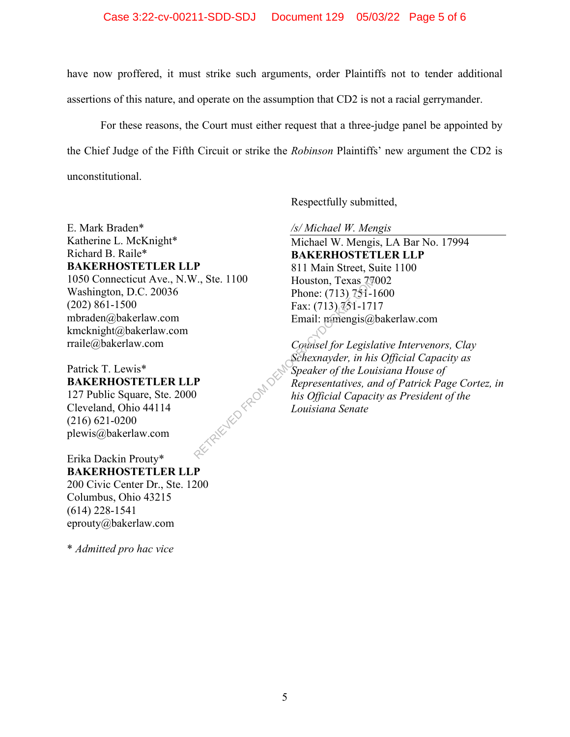have now proffered, it must strike such arguments, order Plaintiffs not to tender additional assertions of this nature, and operate on the assumption that CD2 is not a racial gerrymander.

For these reasons, the Court must either request that a three-judge panel be appointed by the Chief Judge of the Fifth Circuit or strike the *Robinson* Plaintiffs' new argument the CD2 is unconstitutional.

Respectfully submitted,

*/s/ Michael W. Mengis*
Michael W. Mengis, LA Bar No. 17994
**BAKERHOSTETLER LLP**
811 Main Street, Suite 1100
Houston, Texas 77002
Phone: (713) 751-1600
Fax: (713) 751-1717
Email: mmengis@bakerlaw.com

*Counsel for Legislative Intervenors, Clay Schexnayder, in his Official Capacity as Speaker of the Louisiana House of Representatives, and of Patrick Page Cortez, in his Official Capacity as President of the Louisiana Senate*

E. Mark Braden*
Katherine L. McKnight*
Richard B. Raile*
**BAKERHOSTETLER LLP**
1050 Connecticut Ave., N.W., Ste. 1100
Washington, D.C. 20036
(202) 861-1500
mbraden@bakerlaw.com
kmcknight@bakerlaw.com
rraile@bakerlaw.com

Patrick T. Lewis*
**BAKERHOSTETLER LLP**
127 Public Square, Ste. 2000
Cleveland, Ohio 44114
(216) 621-0200
plewis@bakerlaw.com

Erika Dackin Prouty*
**BAKERHOSTETLER LLP**
200 Civic Center Dr., Ste. 1200
Columbus, Ohio 43215
(614) 228-1541
eprouty@bakerlaw.com

* *Admitted pro hac vice*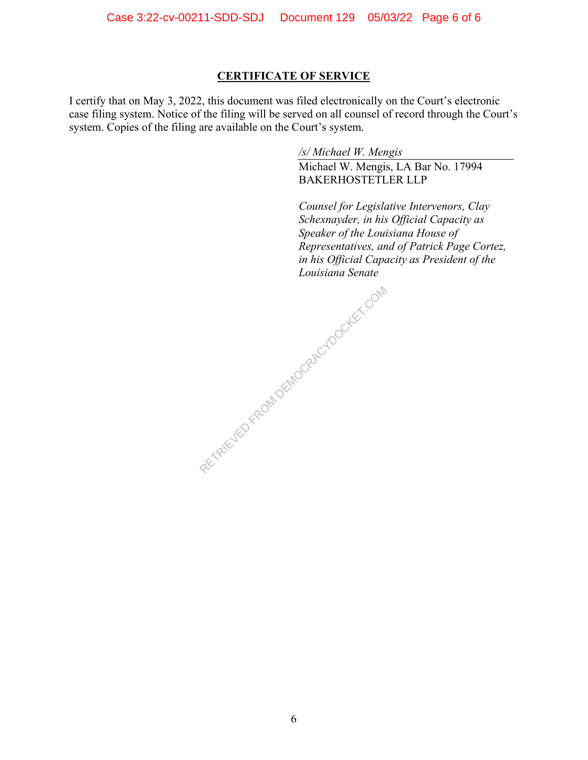## CERTIFICATE OF SERVICE

I certify that on May 3, 2022, this document was filed electronically on the Court's electronic case filing system. Notice of the filing will be served on all counsel of record through the Court's system. Copies of the filing are available on the Court's system.

*/s/ Michael W. Mengis*
Michael W. Mengis, LA Bar No. 17994
BAKERHOSTETLER LLP

*Counsel for Legislative Intervenors, Clay Schexnayder, in his Official Capacity as Speaker of the Louisiana House of Representatives, and of Patrick Page Cortez, in his Official Capacity as President of the Louisiana Senate*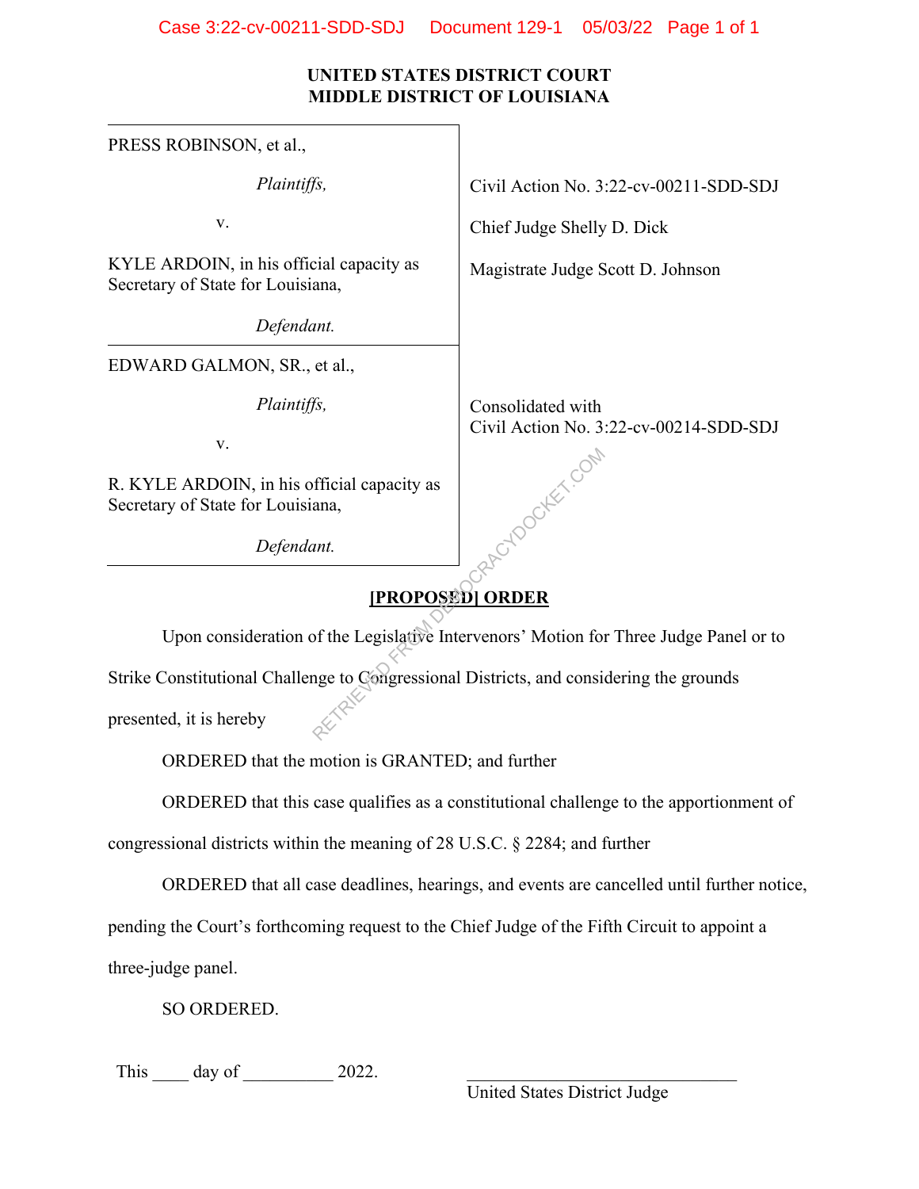**UNITED STATES DISTRICT COURT**
**MIDDLE DISTRICT OF LOUISIANA**

| | |
|---|---|
| PRESS ROBINSON, et al.,<br><br>*Plaintiffs,*<br><br>v.<br><br>KYLE ARDOIN, in his official capacity as Secretary of State for Louisiana,<br><br>*Defendant.* | Civil Action No. 3:22-cv-00211-SDD-SDJ<br><br>Chief Judge Shelly D. Dick<br><br>Magistrate Judge Scott D. Johnson |
| EDWARD GALMON, SR., et al.,<br><br>*Plaintiffs,*<br><br>v.<br><br>R. KYLE ARDOIN, in his official capacity as Secretary of State for Louisiana,<br><br>*Defendant.* | Consolidated with<br>Civil Action No. 3:22-cv-00214-SDD-SDJ |

**[PROPOSED] ORDER**

Upon consideration of the Legislative Intervenors' Motion for Three Judge Panel or to Strike Constitutional Challenge to Congressional Districts, and considering the grounds presented, it is hereby

ORDERED that the motion is GRANTED; and further

ORDERED that this case qualifies as a constitutional challenge to the apportionment of congressional districts within the meaning of 28 U.S.C. § 2284; and further

ORDERED that all case deadlines, hearings, and events are cancelled until further notice, pending the Court's forthcoming request to the Chief Judge of the Fifth Circuit to appoint a three-judge panel.

SO ORDERED.

This ____ day of __________ 2022.

______________________________
United States District Judge